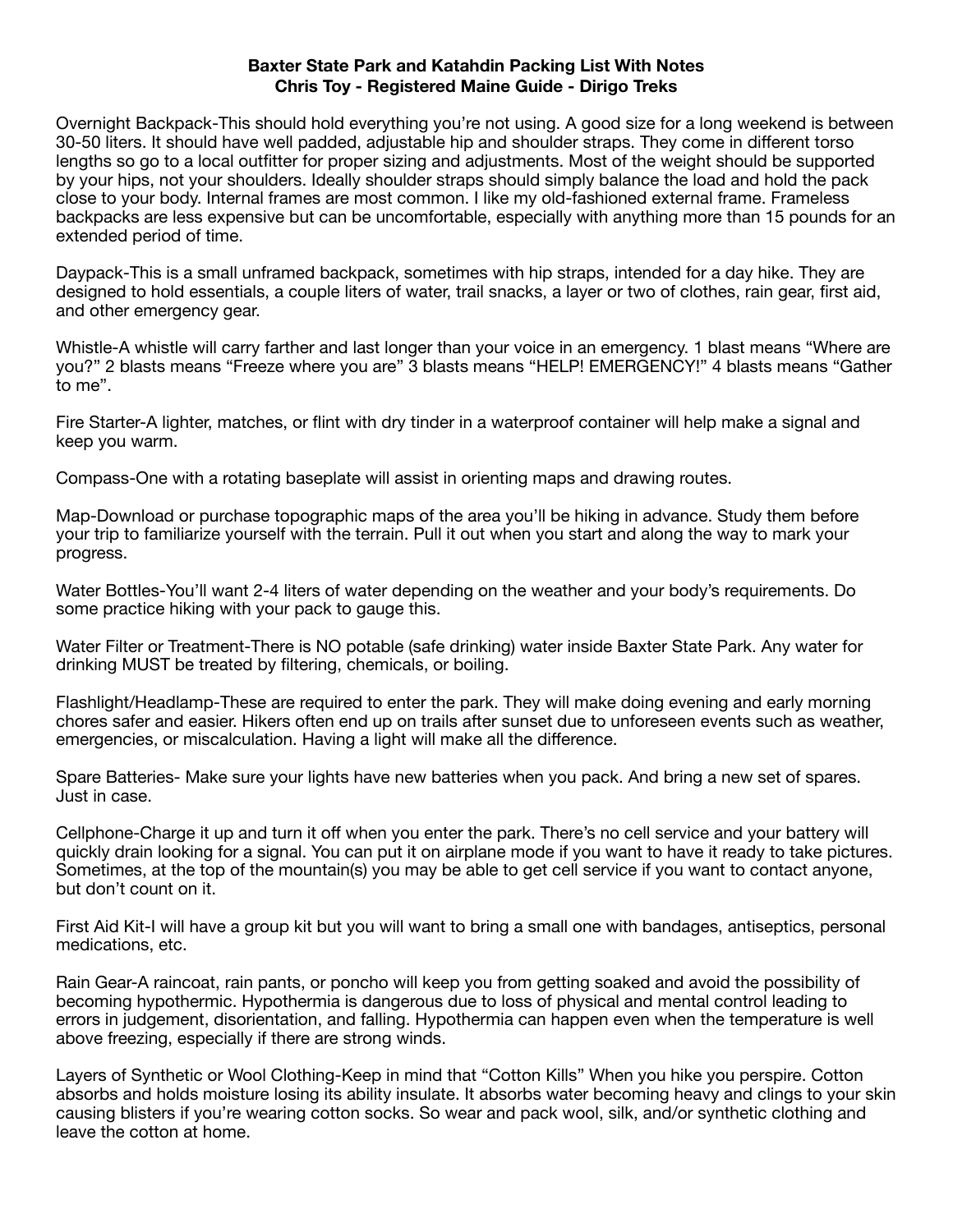**Baxter State Park and Katahdin Packing List With Notes**
**Chris Toy - Registered Maine Guide - Dirigo Treks**

Overnight Backpack-This should hold everything you're not using. A good size for a long weekend is between 30-50 liters. It should have well padded, adjustable hip and shoulder straps. They come in different torso lengths so go to a local outfitter for proper sizing and adjustments. Most of the weight should be supported by your hips, not your shoulders. Ideally shoulder straps should simply balance the load and hold the pack close to your body. Internal frames are most common. I like my old-fashioned external frame. Frameless backpacks are less expensive but can be uncomfortable, especially with anything more than 15 pounds for an extended period of time.

Daypack-This is a small unframed backpack, sometimes with hip straps, intended for a day hike. They are designed to hold essentials, a couple liters of water, trail snacks, a layer or two of clothes, rain gear, first aid, and other emergency gear.

Whistle-A whistle will carry farther and last longer than your voice in an emergency. 1 blast means "Where are you?" 2 blasts means "Freeze where you are" 3 blasts means "HELP! EMERGENCY!" 4 blasts means "Gather to me".

Fire Starter-A lighter, matches, or flint with dry tinder in a waterproof container will help make a signal and keep you warm.

Compass-One with a rotating baseplate will assist in orienting maps and drawing routes.

Map-Download or purchase topographic maps of the area you'll be hiking in advance. Study them before your trip to familiarize yourself with the terrain. Pull it out when you start and along the way to mark your progress.

Water Bottles-You'll want 2-4 liters of water depending on the weather and your body's requirements. Do some practice hiking with your pack to gauge this.

Water Filter or Treatment-There is NO potable (safe drinking) water inside Baxter State Park. Any water for drinking MUST be treated by filtering, chemicals, or boiling.

Flashlight/Headlamp-These are required to enter the park. They will make doing evening and early morning chores safer and easier. Hikers often end up on trails after sunset due to unforeseen events such as weather, emergencies, or miscalculation. Having a light will make all the difference.

Spare Batteries- Make sure your lights have new batteries when you pack. And bring a new set of spares. Just in case.

Cellphone-Charge it up and turn it off when you enter the park. There's no cell service and your battery will quickly drain looking for a signal. You can put it on airplane mode if you want to have it ready to take pictures. Sometimes, at the top of the mountain(s) you may be able to get cell service if you want to contact anyone, but don't count on it.

First Aid Kit-I will have a group kit but you will want to bring a small one with bandages, antiseptics, personal medications, etc.

Rain Gear-A raincoat, rain pants, or poncho will keep you from getting soaked and avoid the possibility of becoming hypothermic. Hypothermia is dangerous due to loss of physical and mental control leading to errors in judgement, disorientation, and falling. Hypothermia can happen even when the temperature is well above freezing, especially if there are strong winds.

Layers of Synthetic or Wool Clothing-Keep in mind that "Cotton Kills" When you hike you perspire. Cotton absorbs and holds moisture losing its ability insulate. It absorbs water becoming heavy and clings to your skin causing blisters if you're wearing cotton socks. So wear and pack wool, silk, and/or synthetic clothing and leave the cotton at home.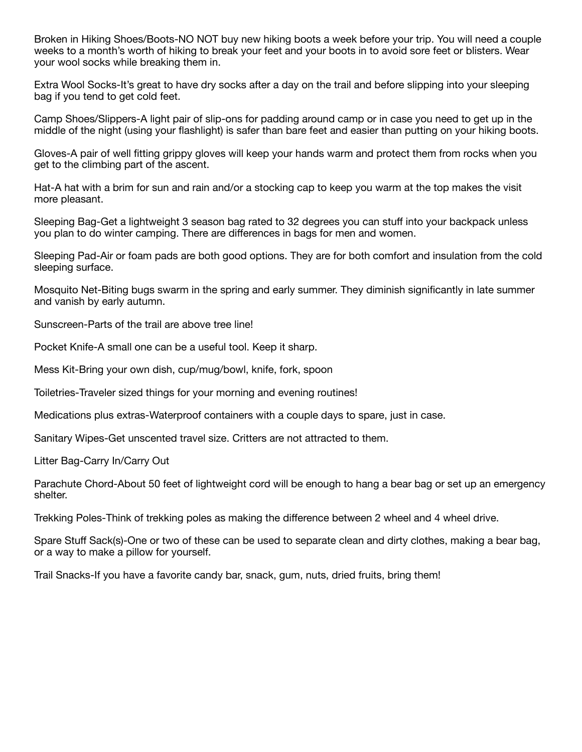Broken in Hiking Shoes/Boots-NO NOT buy new hiking boots a week before your trip. You will need a couple weeks to a month's worth of hiking to break your feet and your boots in to avoid sore feet or blisters. Wear your wool socks while breaking them in.

Extra Wool Socks-It's great to have dry socks after a day on the trail and before slipping into your sleeping bag if you tend to get cold feet.

Camp Shoes/Slippers-A light pair of slip-ons for padding around camp or in case you need to get up in the middle of the night (using your flashlight) is safer than bare feet and easier than putting on your hiking boots.

Gloves-A pair of well fitting grippy gloves will keep your hands warm and protect them from rocks when you get to the climbing part of the ascent.

Hat-A hat with a brim for sun and rain and/or a stocking cap to keep you warm at the top makes the visit more pleasant.

Sleeping Bag-Get a lightweight 3 season bag rated to 32 degrees you can stuff into your backpack unless you plan to do winter camping. There are differences in bags for men and women.

Sleeping Pad-Air or foam pads are both good options. They are for both comfort and insulation from the cold sleeping surface.

Mosquito Net-Biting bugs swarm in the spring and early summer. They diminish significantly in late summer and vanish by early autumn.

Sunscreen-Parts of the trail are above tree line!

Pocket Knife-A small one can be a useful tool. Keep it sharp.

Mess Kit-Bring your own dish, cup/mug/bowl, knife, fork, spoon

Toiletries-Traveler sized things for your morning and evening routines!

Medications plus extras-Waterproof containers with a couple days to spare, just in case.

Sanitary Wipes-Get unscented travel size. Critters are not attracted to them.

Litter Bag-Carry In/Carry Out

Parachute Chord-About 50 feet of lightweight cord will be enough to hang a bear bag or set up an emergency shelter.

Trekking Poles-Think of trekking poles as making the difference between 2 wheel and 4 wheel drive.

Spare Stuff Sack(s)-One or two of these can be used to separate clean and dirty clothes, making a bear bag, or a way to make a pillow for yourself.

Trail Snacks-If you have a favorite candy bar, snack, gum, nuts, dried fruits, bring them!